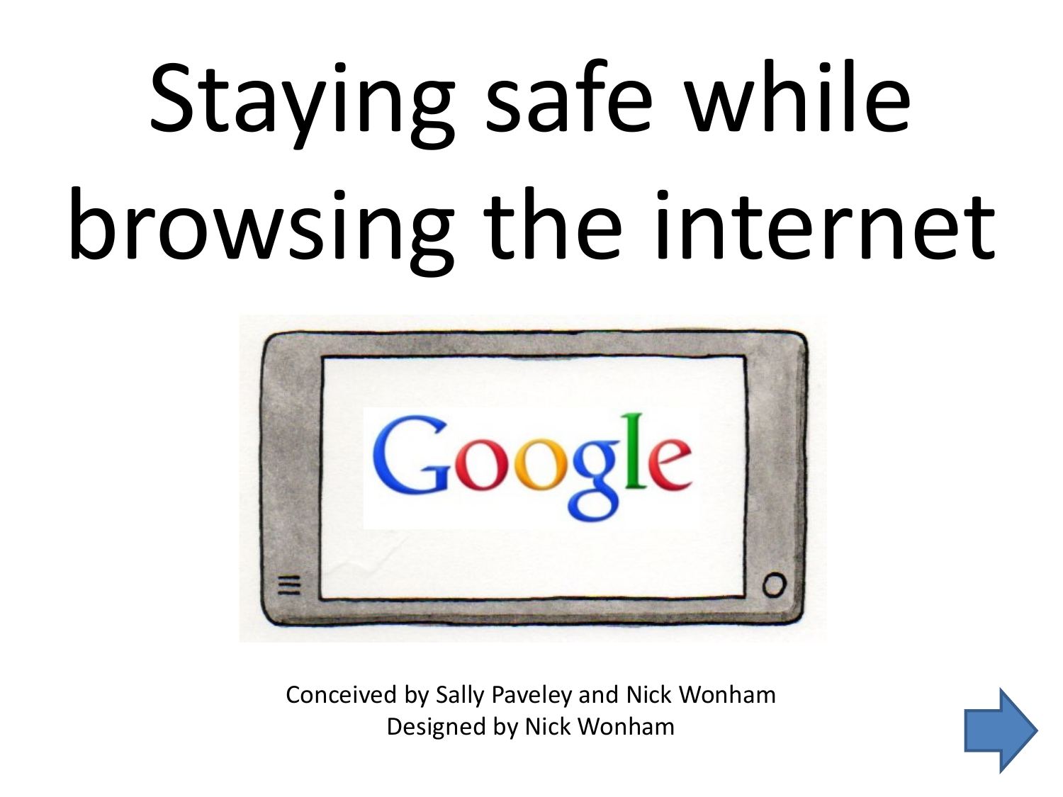# Staying safe while browsing the internet

Conceived by Sally Paveley and Nick Wonham
Designed by Nick Wonham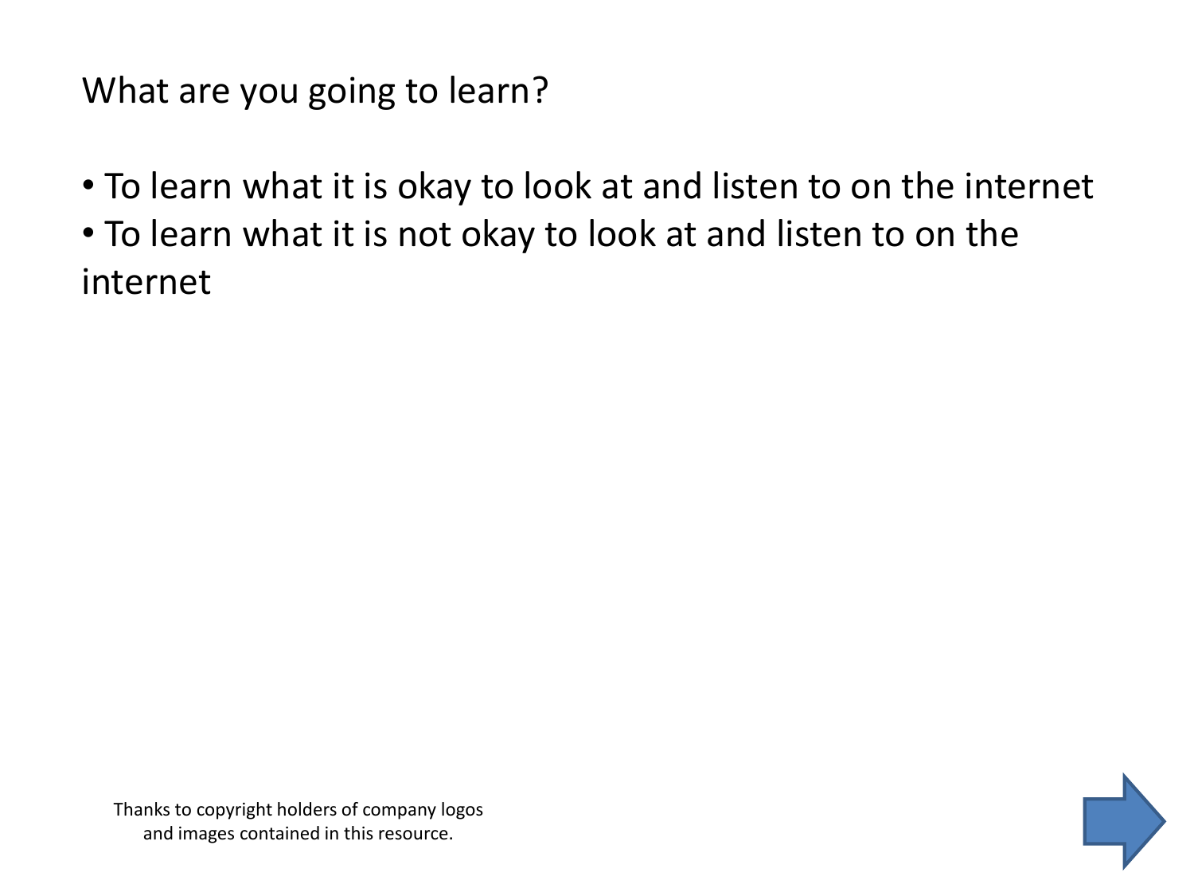What are you going to learn?

- To learn what it is okay to look at and listen to on the internet
- To learn what it is not okay to look at and listen to on the internet

Thanks to copyright holders of company logos and images contained in this resource.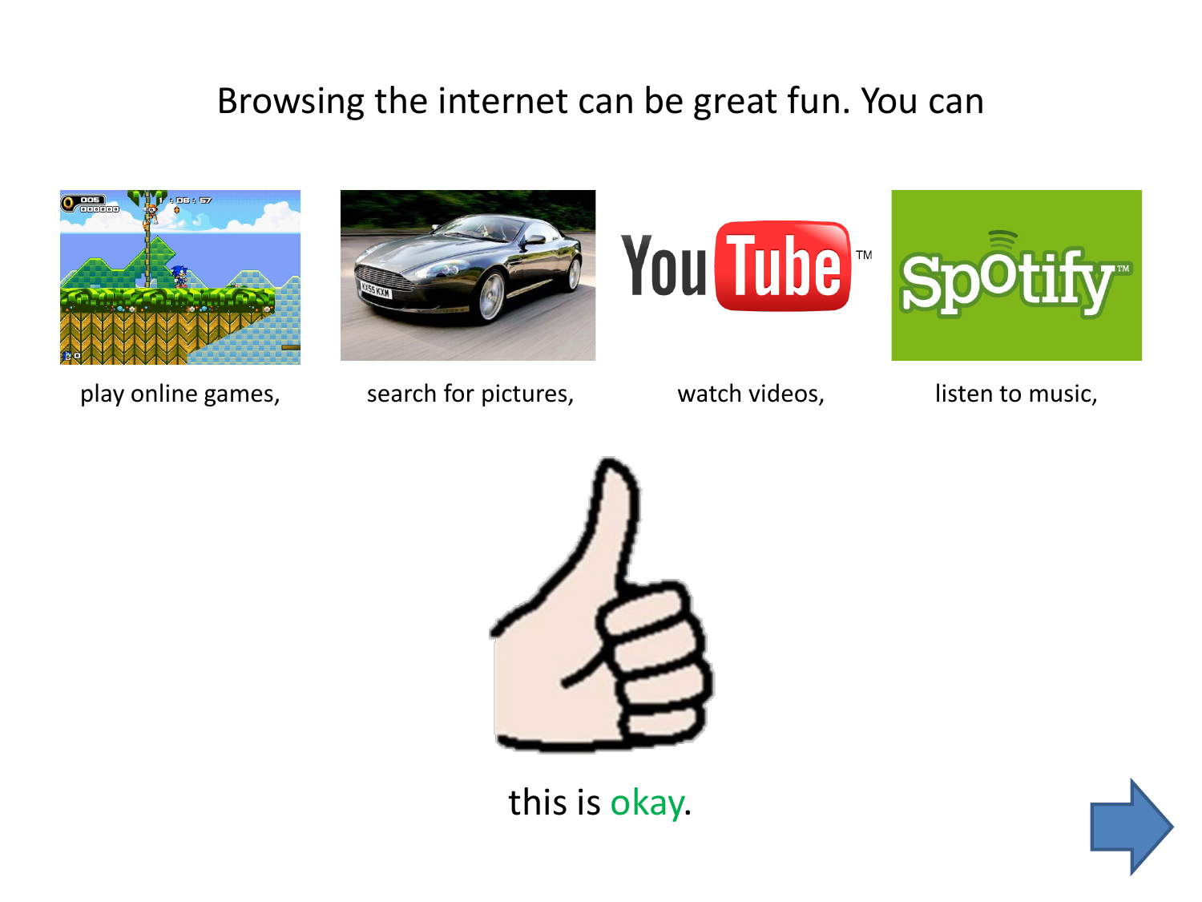Browsing the internet can be great fun. You can

play online games,

search for pictures,

watch videos,

listen to music,

this is okay.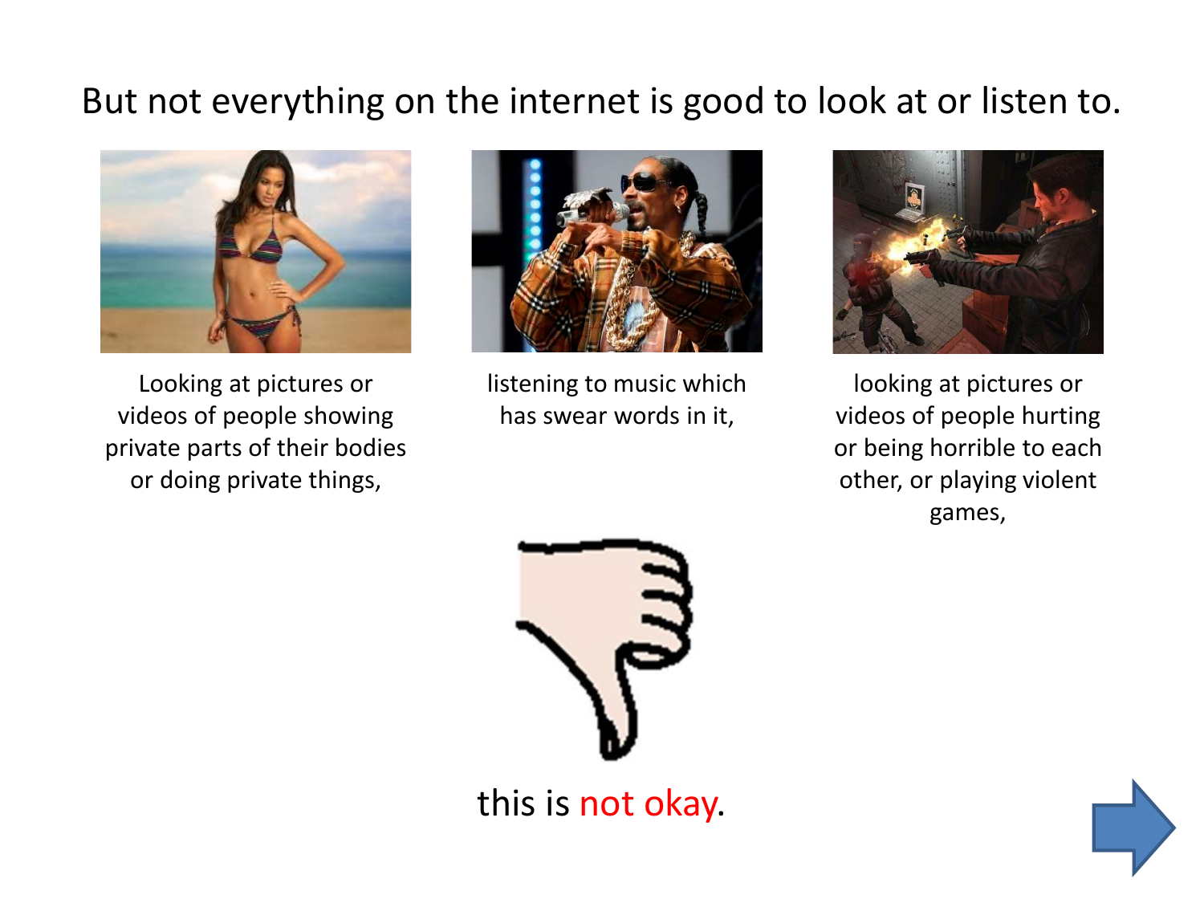But not everything on the internet is good to look at or listen to.

Looking at pictures or videos of people showing private parts of their bodies or doing private things,

listening to music which has swear words in it,

looking at pictures or videos of people hurting or being horrible to each other, or playing violent games,

this is not okay.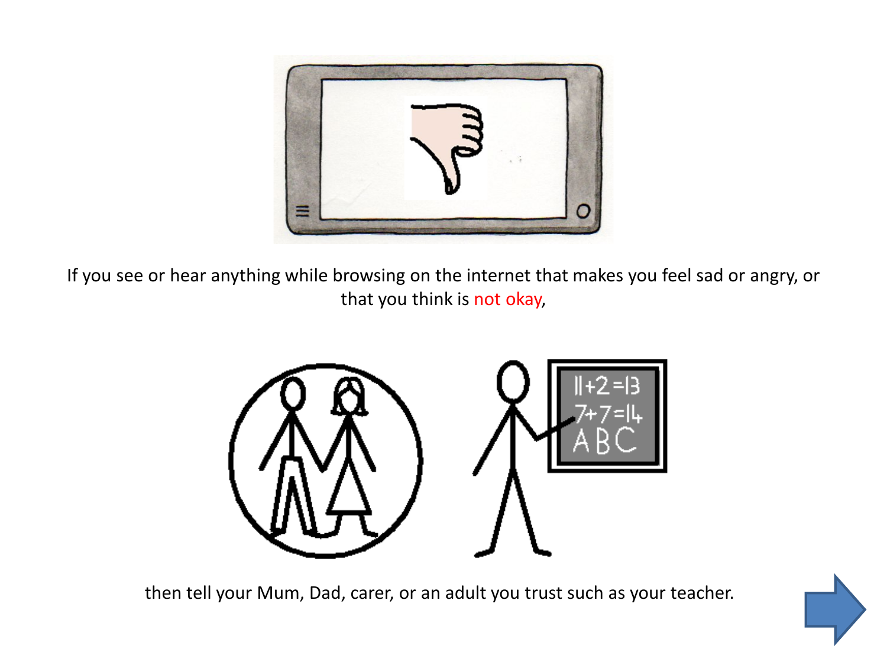If you see or hear anything while browsing on the internet that makes you feel sad or angry, or that you think is not okay,

then tell your Mum, Dad, carer, or an adult you trust such as your teacher.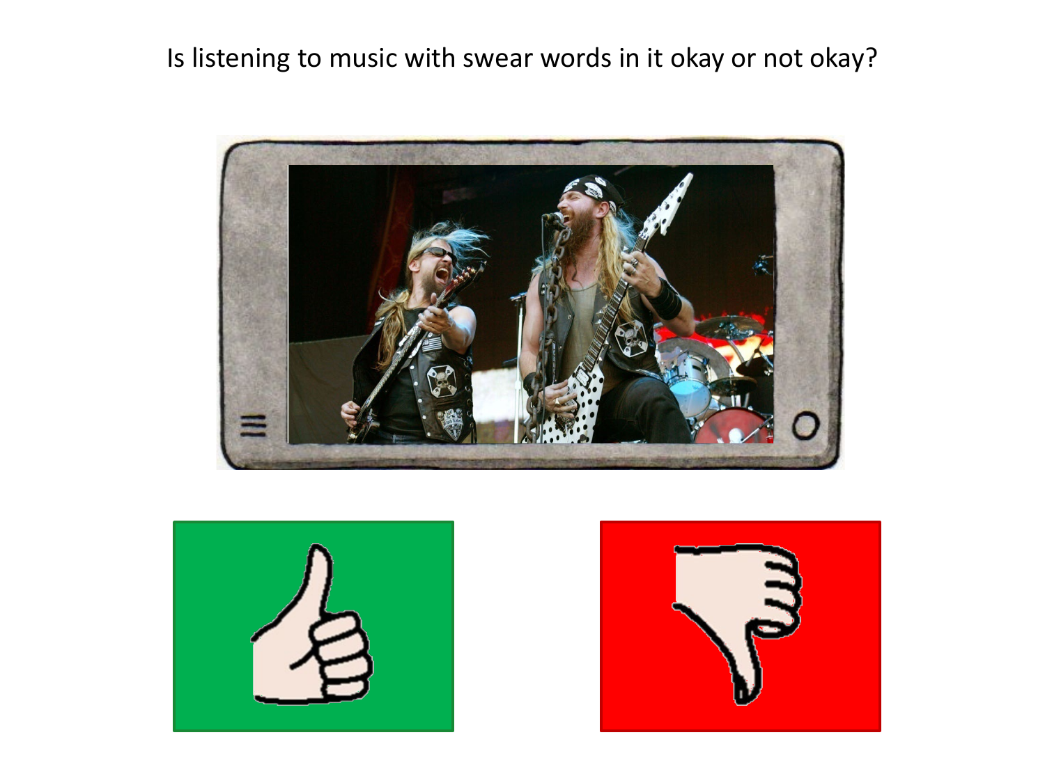Is listening to music with swear words in it okay or not okay?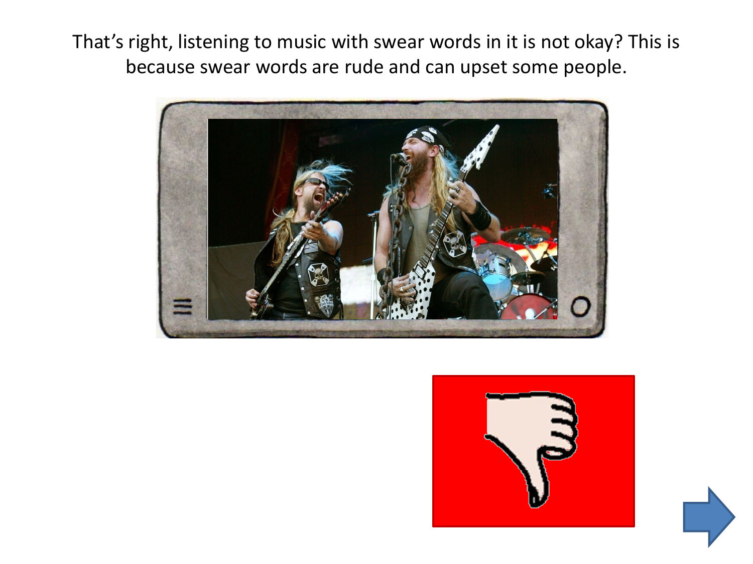That's right, listening to music with swear words in it is not okay? This is because swear words are rude and can upset some people.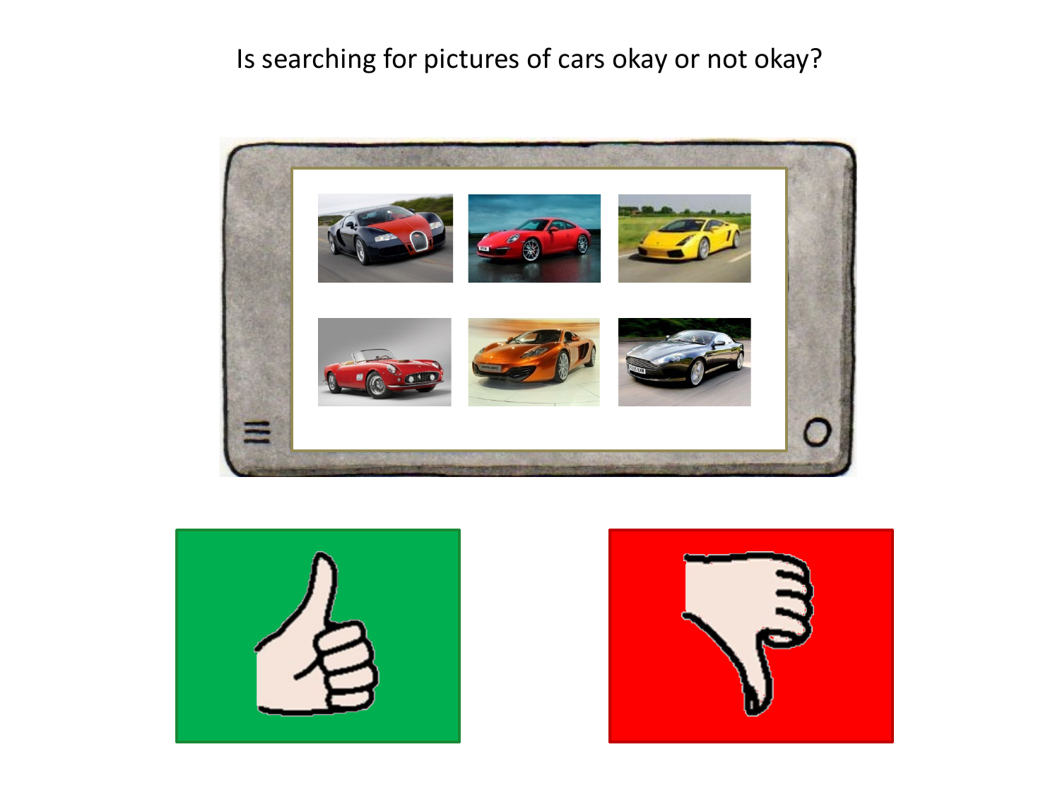Is searching for pictures of cars okay or not okay?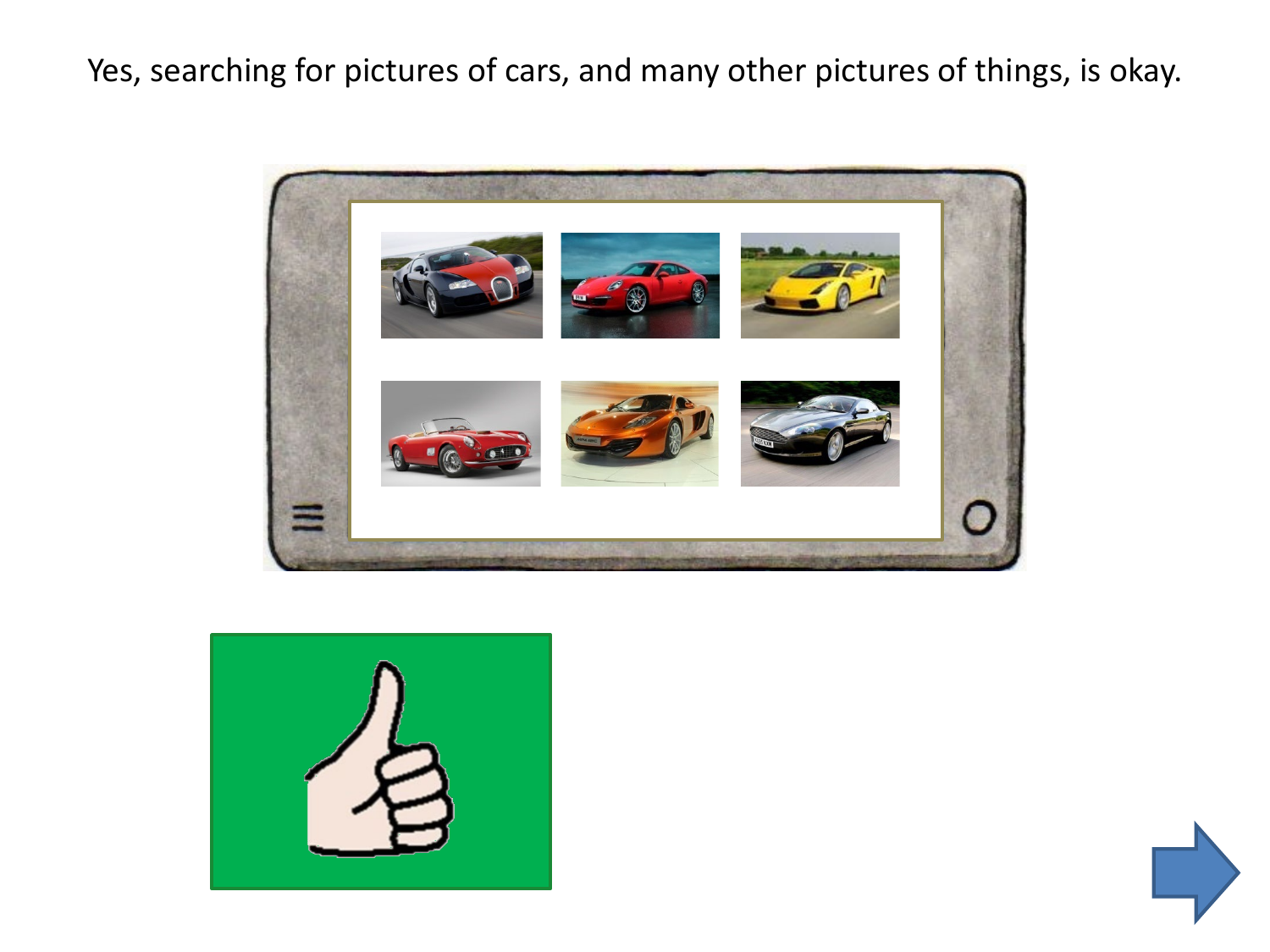Yes, searching for pictures of cars, and many other pictures of things, is okay.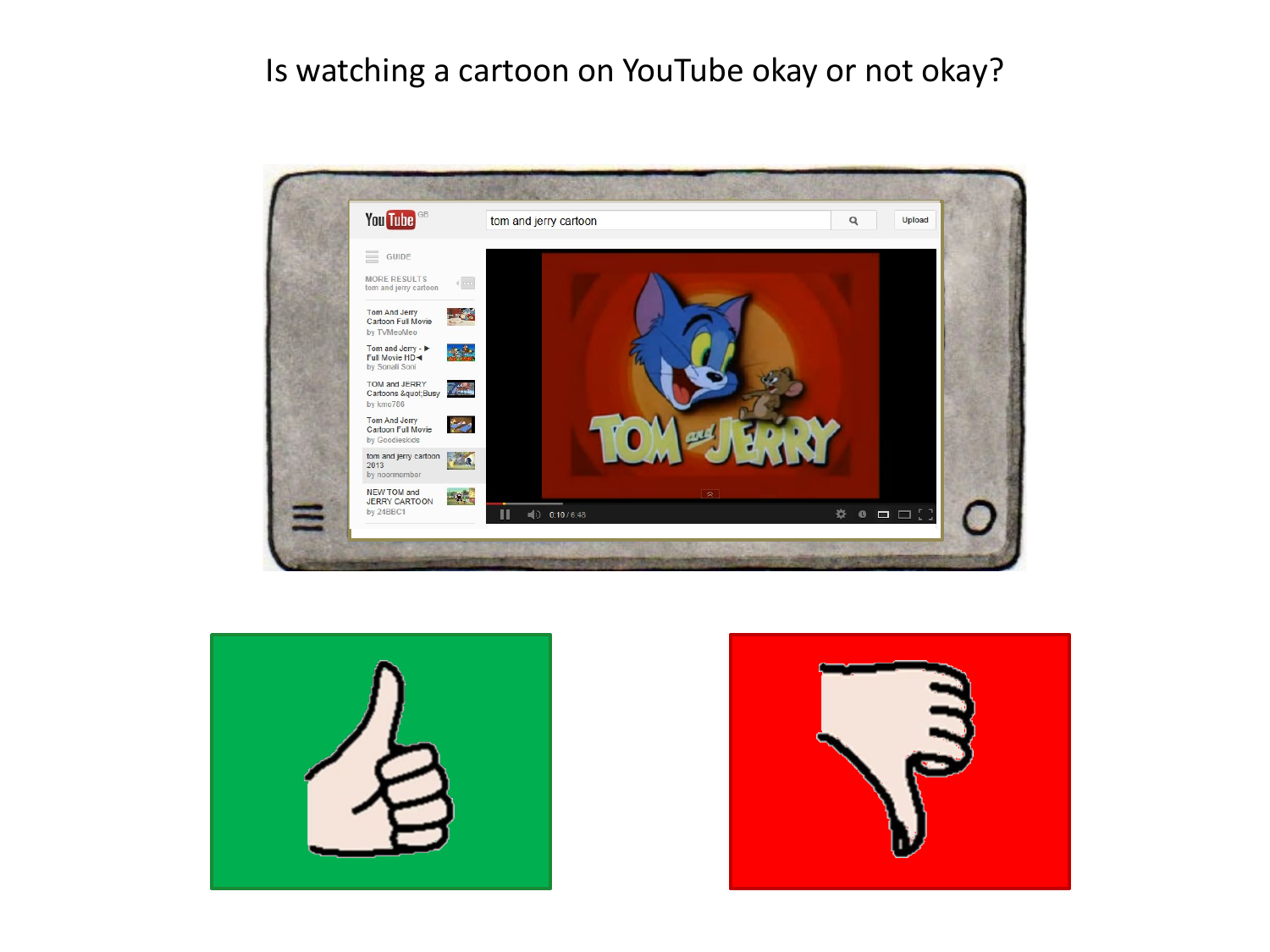Is watching a cartoon on YouTube okay or not okay?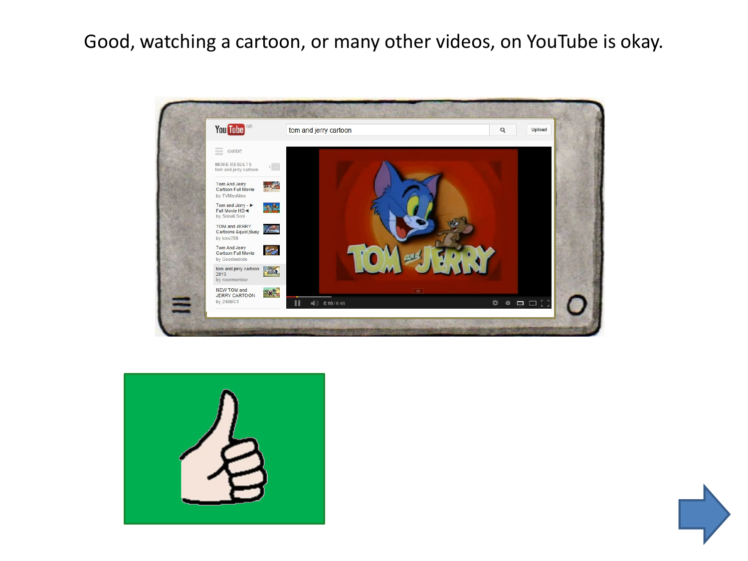Good, watching a cartoon, or many other videos, on YouTube is okay.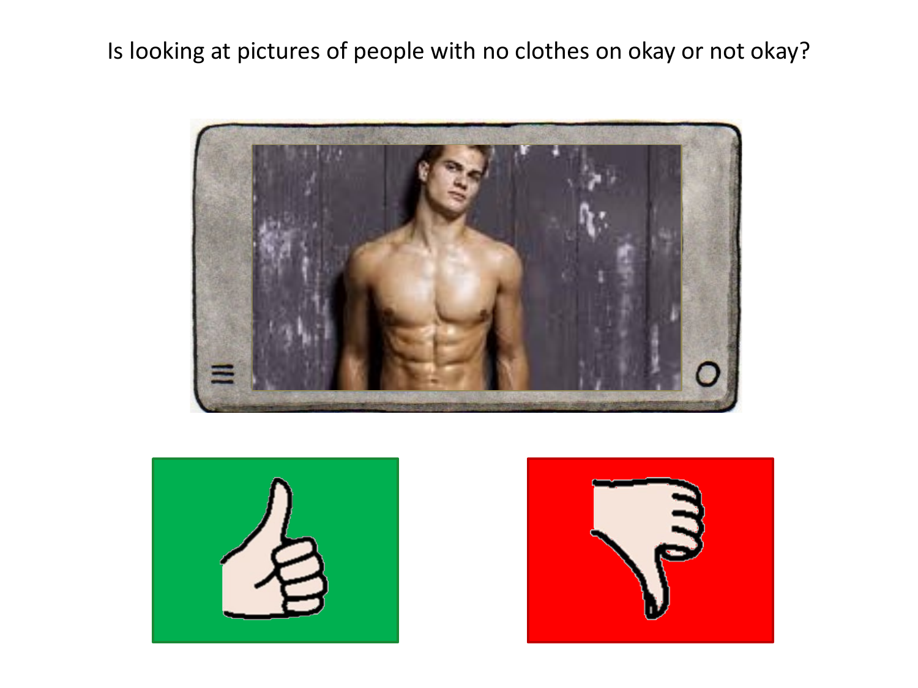Is looking at pictures of people with no clothes on okay or not okay?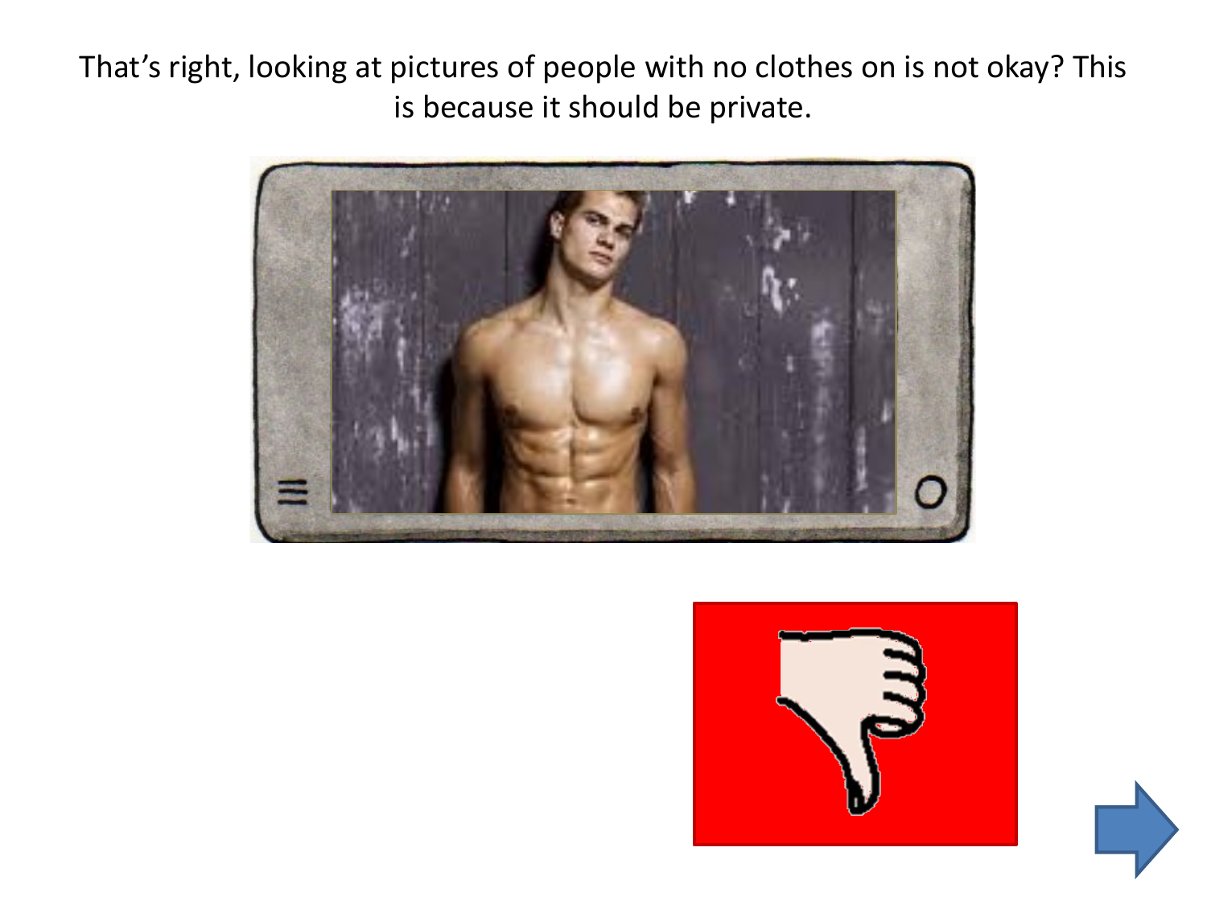That's right, looking at pictures of people with no clothes on is not okay? This is because it should be private.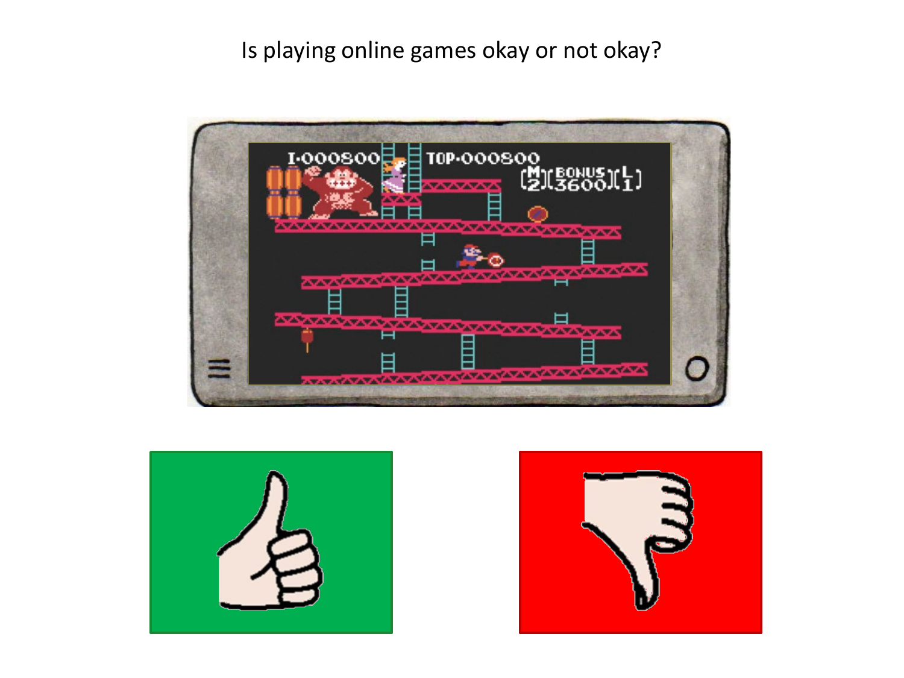Is playing online games okay or not okay?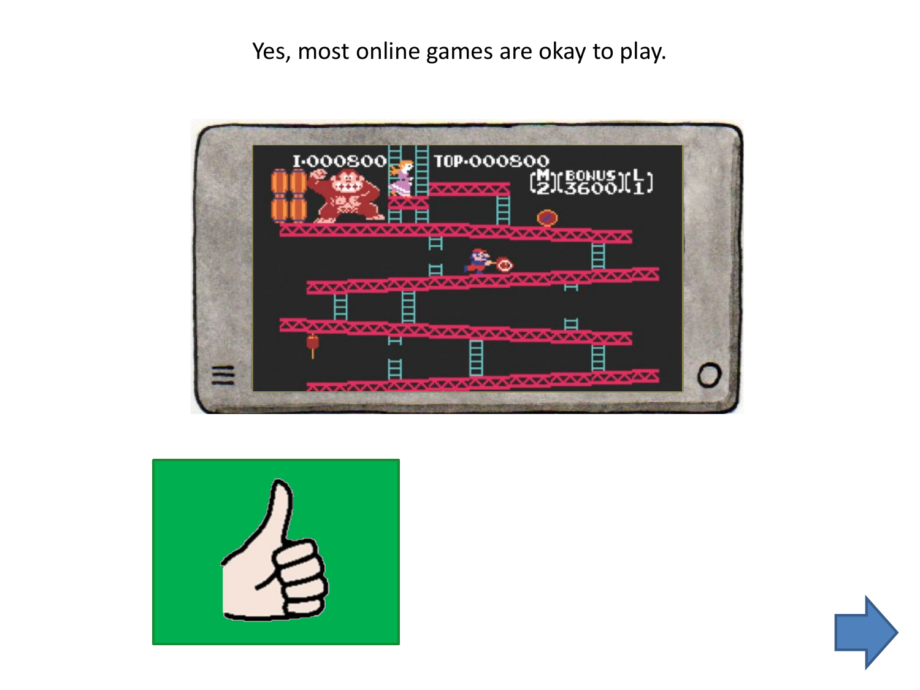Yes, most online games are okay to play.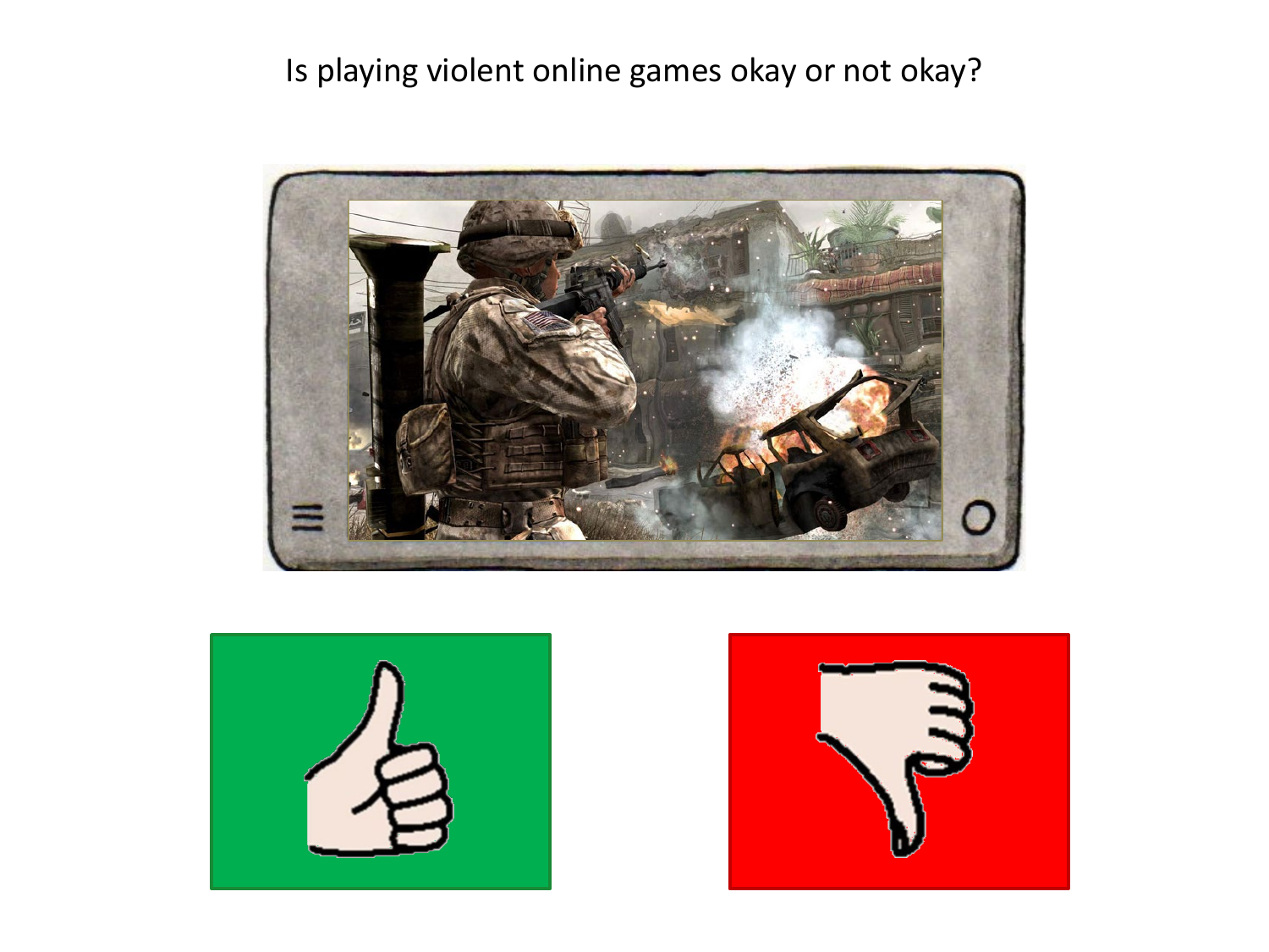Is playing violent online games okay or not okay?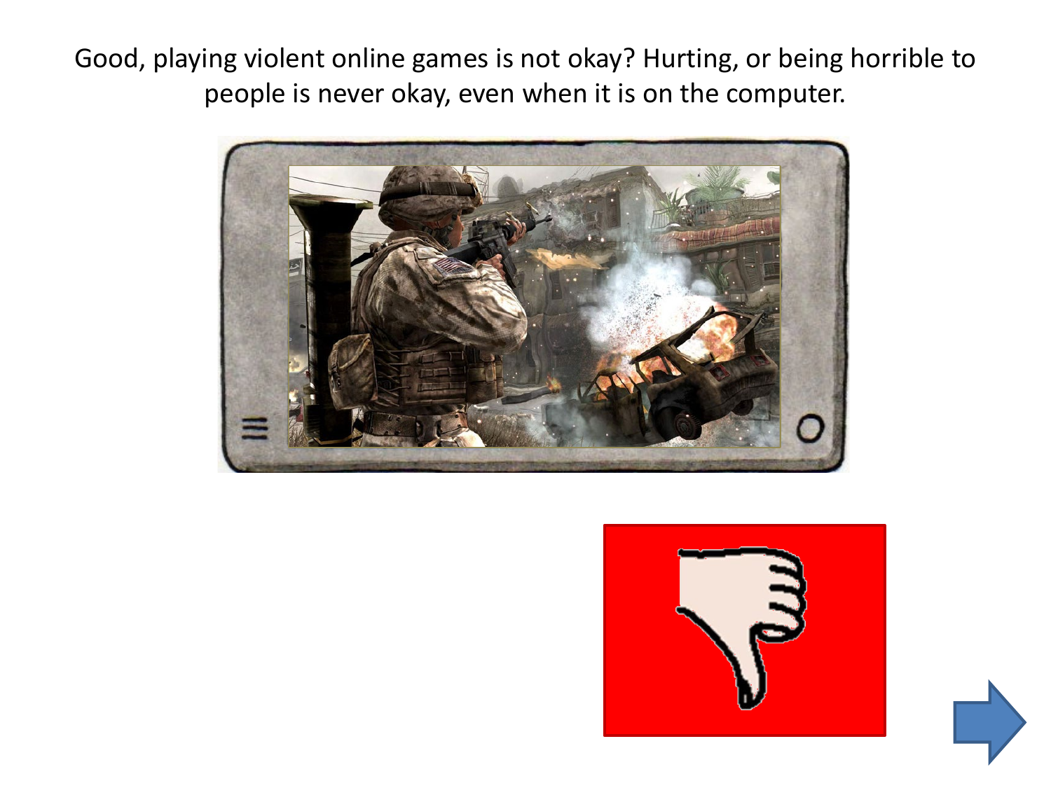Good, playing violent online games is not okay? Hurting, or being horrible to people is never okay, even when it is on the computer.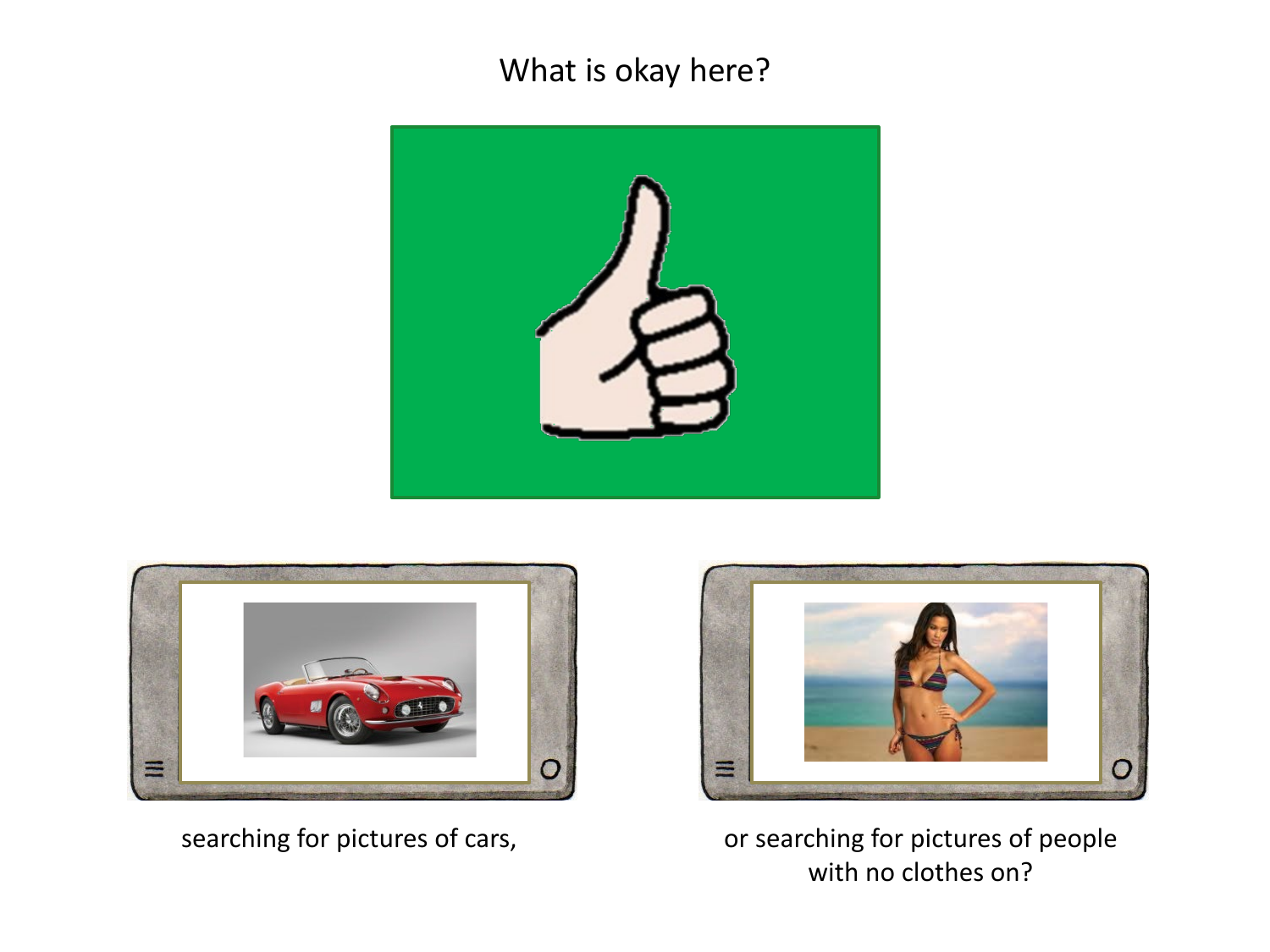# What is okay here?

searching for pictures of cars,

or searching for pictures of people with no clothes on?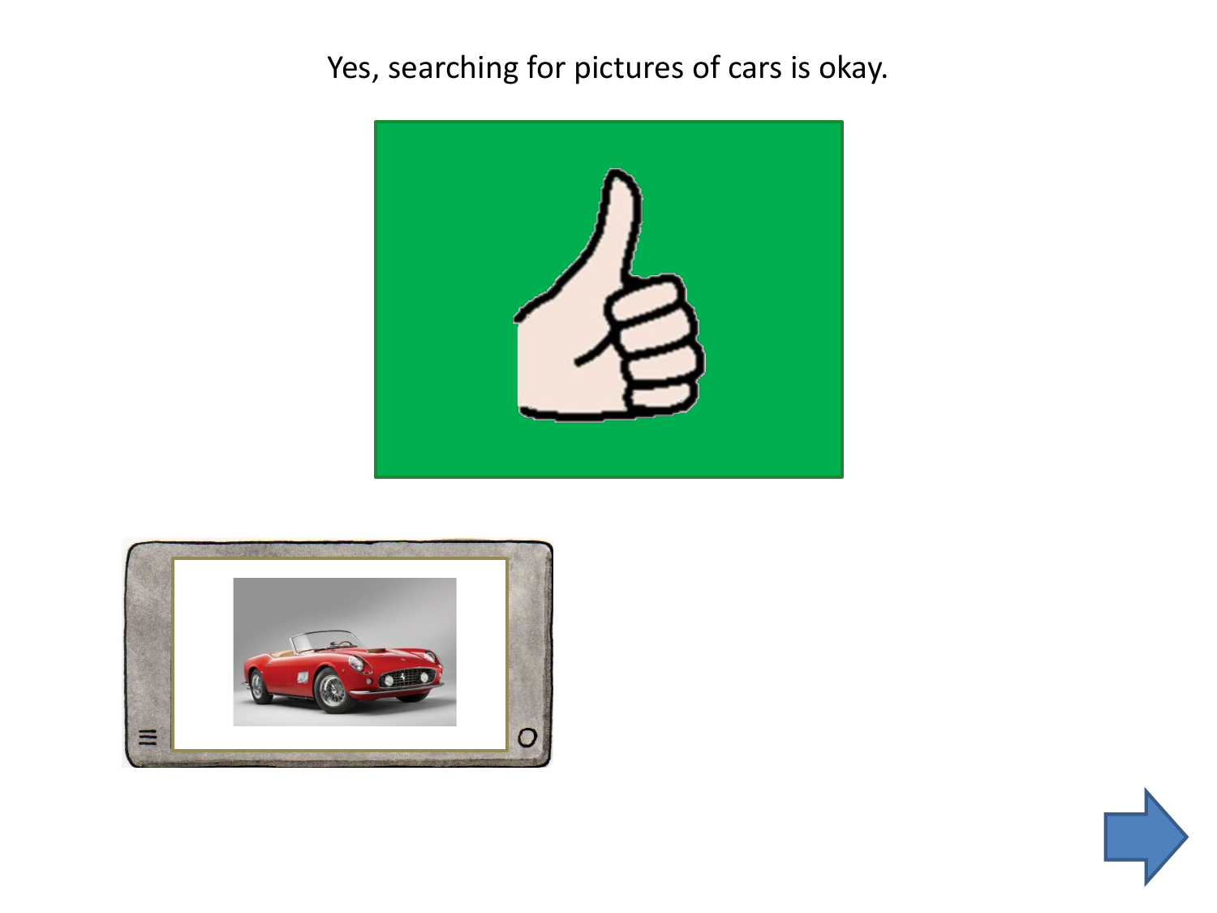Yes, searching for pictures of cars is okay.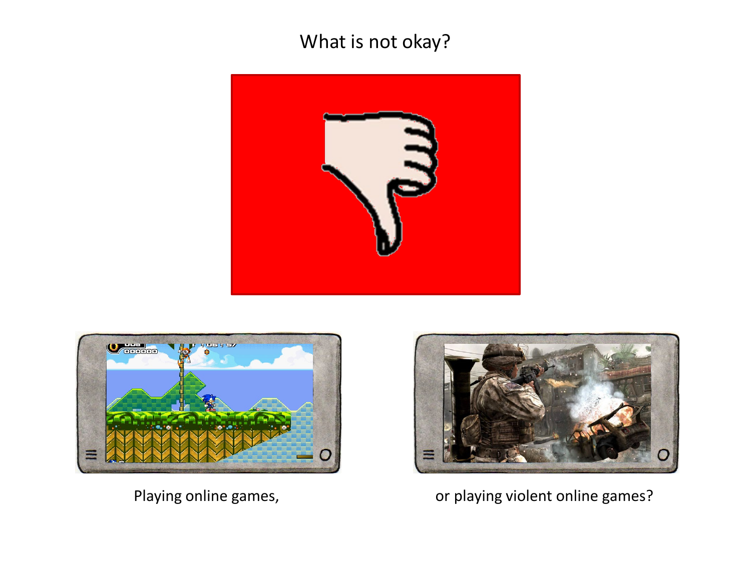What is not okay?

Playing online games,

or playing violent online games?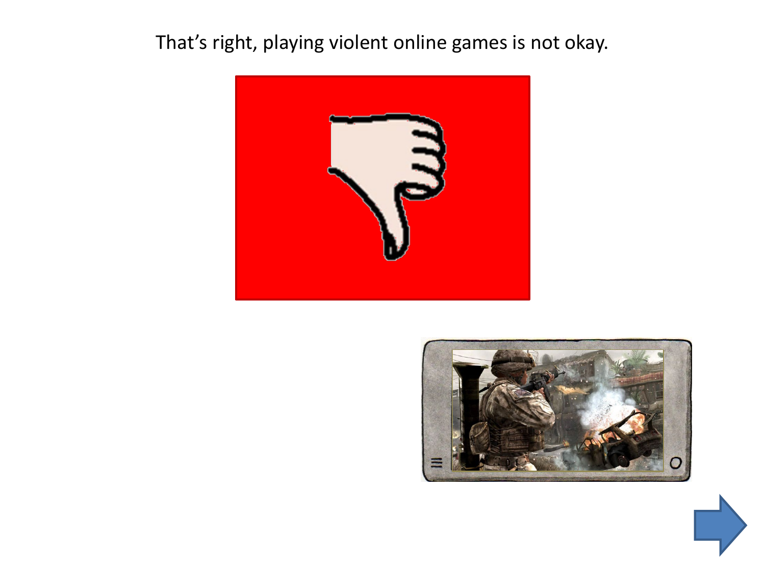That’s right, playing violent online games is not okay.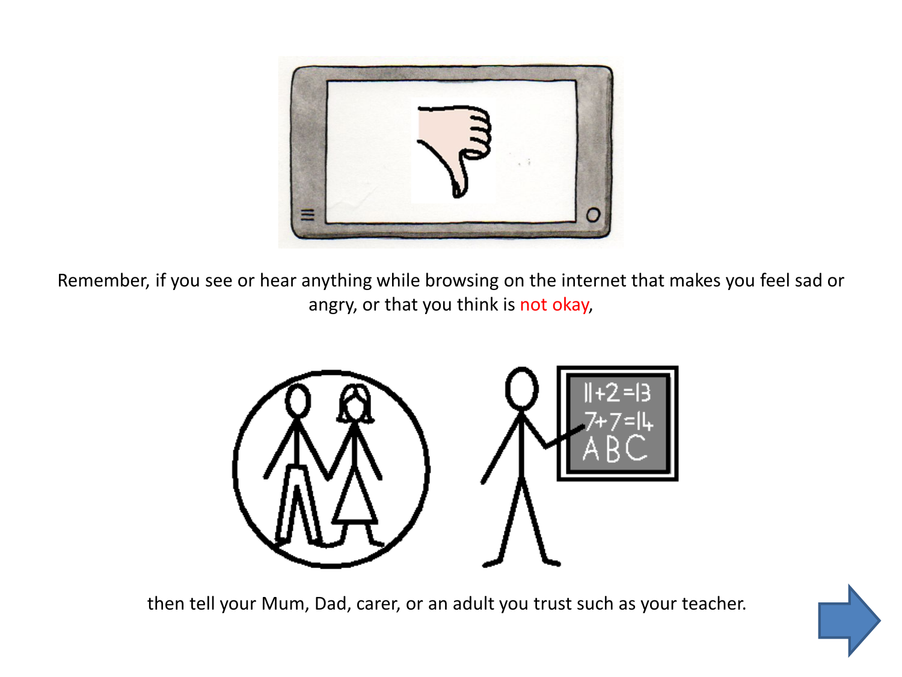Remember, if you see or hear anything while browsing on the internet that makes you feel sad or angry, or that you think is not okay,

then tell your Mum, Dad, carer, or an adult you trust such as your teacher.